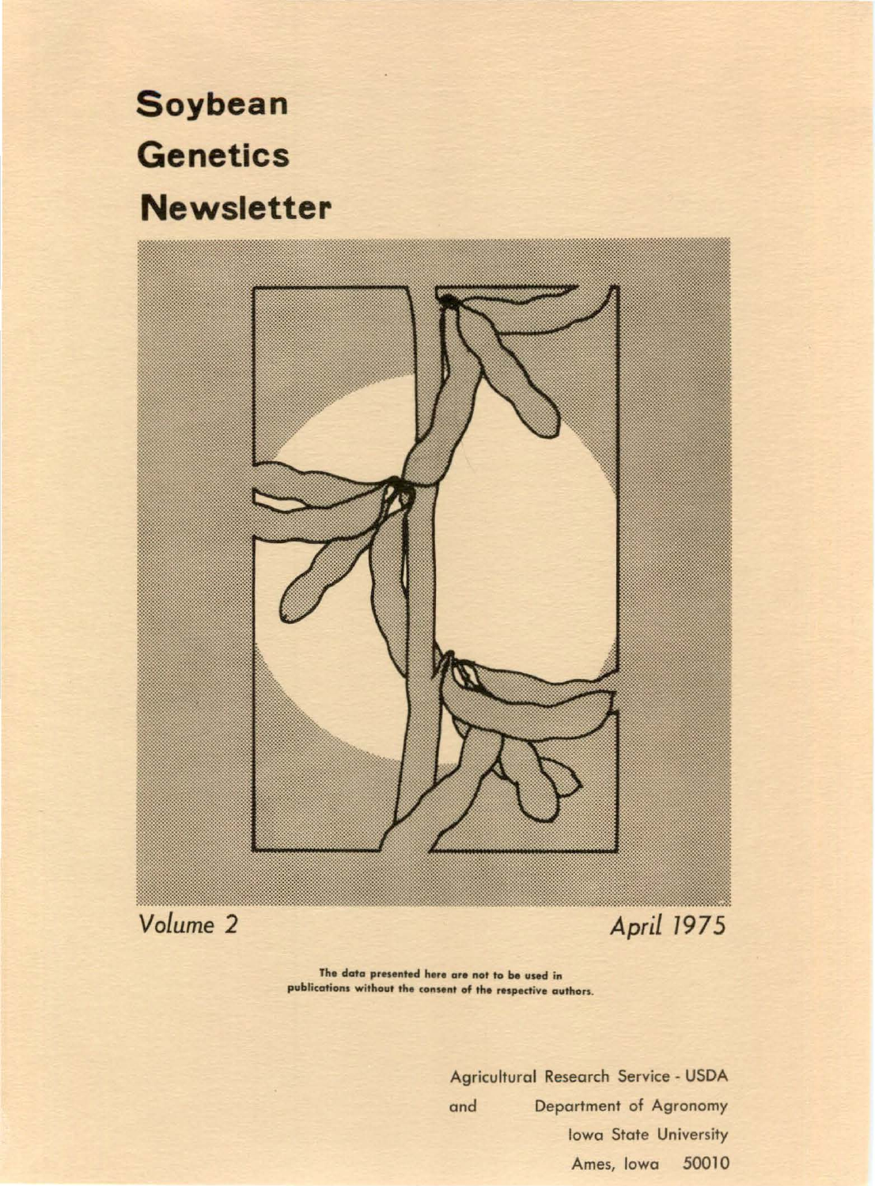# Soybean Genetics Newsletter

*Volume 2*

*April 1975*

**The data presented here are not to be used in publications without the consent of the respective authors.**

Agricultural Research Service - USDA
and
Department of Agronomy
Iowa State University
Ames, Iowa 50010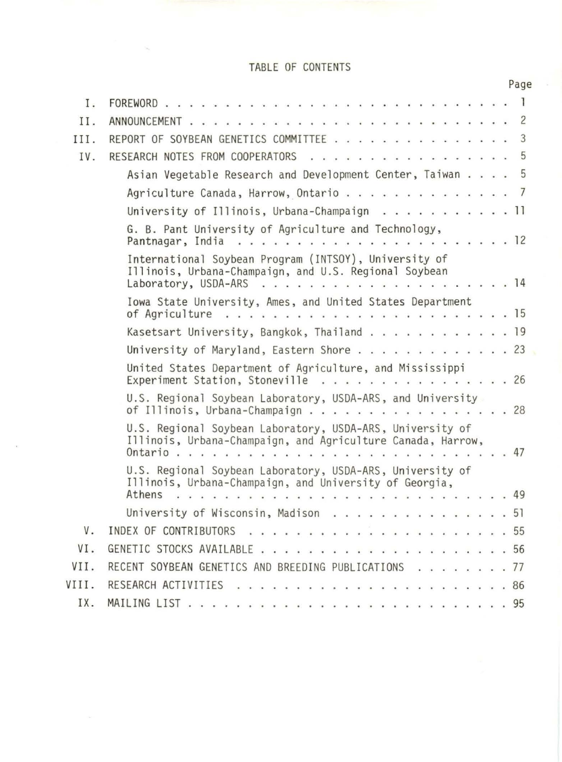# TABLE OF CONTENTS

| | | Page |
|---|---|---|
| I. | FOREWORD | 1 |
| II. | ANNOUNCEMENT | 2 |
| III. | REPORT OF SOYBEAN GENETICS COMMITTEE | 3 |
| IV. | RESEARCH NOTES FROM COOPERATORS | 5 |
| | Asian Vegetable Research and Development Center, Taiwan | 5 |
| | Agriculture Canada, Harrow, Ontario | 7 |
| | University of Illinois, Urbana-Champaign | 11 |
| | G. B. Pant University of Agriculture and Technology, Pantnagar, India | 12 |
| | International Soybean Program (INTSOY), University of Illinois, Urbana-Champaign, and U.S. Regional Soybean Laboratory, USDA-ARS | 14 |
| | Iowa State University, Ames, and United States Department of Agriculture | 15 |
| | Kasetsart University, Bangkok, Thailand | 19 |
| | University of Maryland, Eastern Shore | 23 |
| | United States Department of Agriculture, and Mississippi Experiment Station, Stoneville | 26 |
| | U.S. Regional Soybean Laboratory, USDA-ARS, and University of Illinois, Urbana-Champaign | 28 |
| | U.S. Regional Soybean Laboratory, USDA-ARS, University of Illinois, Urbana-Champaign, and Agriculture Canada, Harrow, Ontario | 47 |
| | U.S. Regional Soybean Laboratory, USDA-ARS, University of Illinois, Urbana-Champaign, and University of Georgia, Athens | 49 |
| | University of Wisconsin, Madison | 51 |
| V. | INDEX OF CONTRIBUTORS | 55 |
| VI. | GENETIC STOCKS AVAILABLE | 56 |
| VII. | RECENT SOYBEAN GENETICS AND BREEDING PUBLICATIONS | 77 |
| VIII. | RESEARCH ACTIVITIES | 86 |
| IX. | MAILING LIST | 95 |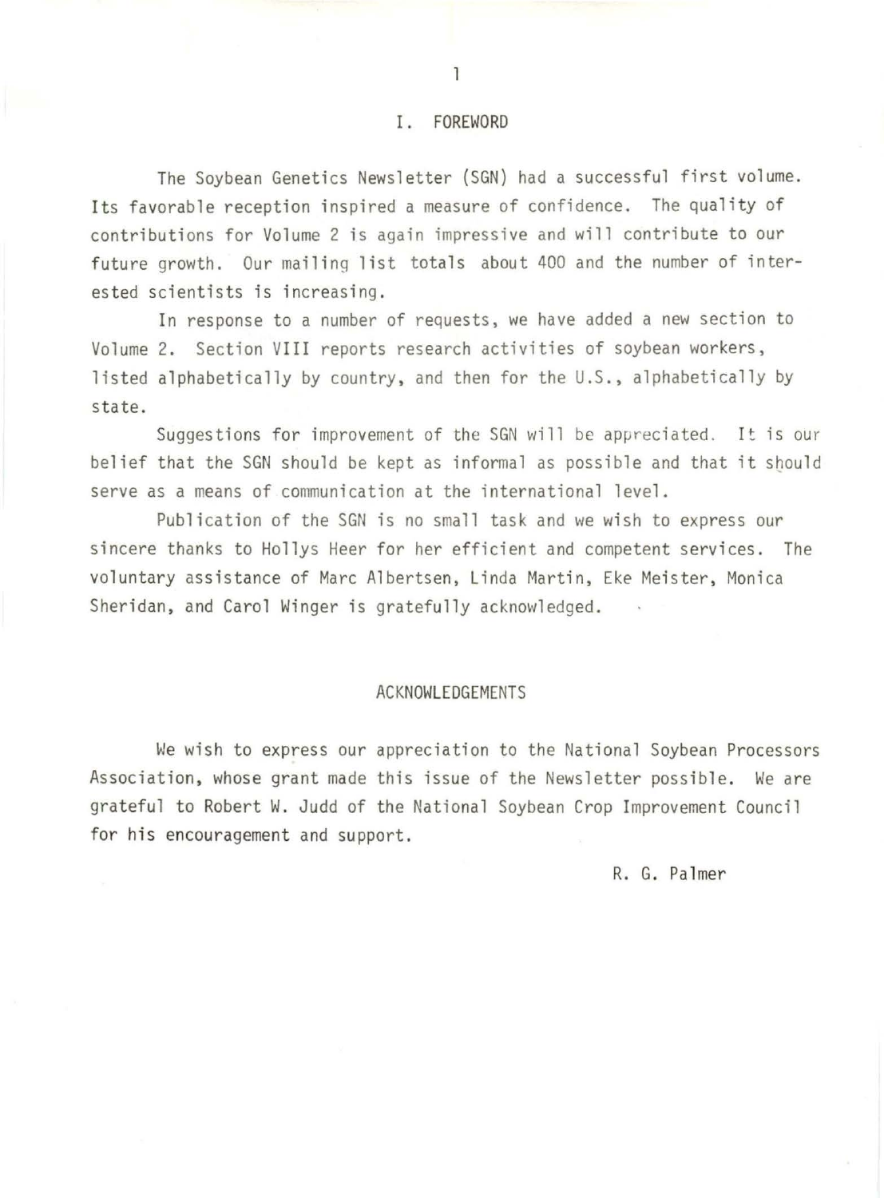# I. FOREWORD

The Soybean Genetics Newsletter (SGN) had a successful first volume. Its favorable reception inspired a measure of confidence. The quality of contributions for Volume 2 is again impressive and will contribute to our future growth. Our mailing list totals about 400 and the number of interested scientists is increasing.

In response to a number of requests, we have added a new section to Volume 2. Section VIII reports research activities of soybean workers, listed alphabetically by country, and then for the U.S., alphabetically by state.

Suggestions for improvement of the SGN will be appreciated. It is our belief that the SGN should be kept as informal as possible and that it should serve as a means of communication at the international level.

Publication of the SGN is no small task and we wish to express our sincere thanks to Hollys Heer for her efficient and competent services. The voluntary assistance of Marc Albertsen, Linda Martin, Eke Meister, Monica Sheridan, and Carol Winger is gratefully acknowledged.

## ACKNOWLEDGEMENTS

We wish to express our appreciation to the National Soybean Processors Association, whose grant made this issue of the Newsletter possible. We are grateful to Robert W. Judd of the National Soybean Crop Improvement Council for his encouragement and support.

R. G. Palmer